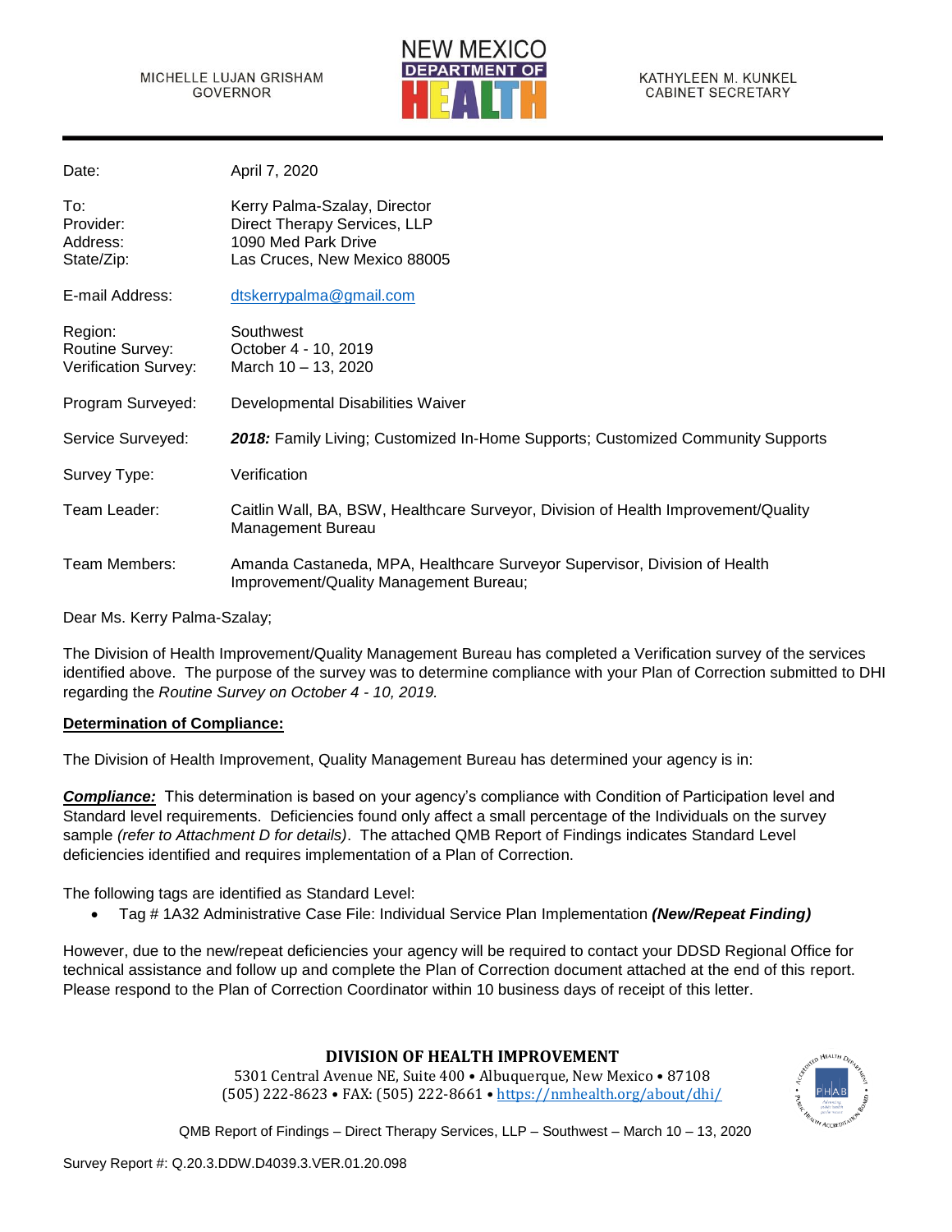MICHELLE LUJAN GRISHAM
GOVERNOR

NEW MEXICO DEPARTMENT OF HEALTH

KATHYLEEN M. KUNKEL
CABINET SECRETARY

| | |
|---|---|
| Date: | April 7, 2020 |
| To: | Kerry Palma-Szalay, Director |
| Provider: | Direct Therapy Services, LLP |
| Address: | 1090 Med Park Drive |
| State/Zip: | Las Cruces, New Mexico 88005 |
| E-mail Address: | dtskerrypalma@gmail.com |
| Region: | Southwest |
| Routine Survey: | October 4 - 10, 2019 |
| Verification Survey: | March 10 – 13, 2020 |
| Program Surveyed: | Developmental Disabilities Waiver |
| Service Surveyed: | ***2018:*** Family Living; Customized In-Home Supports; Customized Community Supports |
| Survey Type: | Verification |
| Team Leader: | Caitlin Wall, BA, BSW, Healthcare Surveyor, Division of Health Improvement/Quality Management Bureau |
| Team Members: | Amanda Castaneda, MPA, Healthcare Surveyor Supervisor, Division of Health Improvement/Quality Management Bureau; |

Dear Ms. Kerry Palma-Szalay;

The Division of Health Improvement/Quality Management Bureau has completed a Verification survey of the services identified above. The purpose of the survey was to determine compliance with your Plan of Correction submitted to DHI regarding the *Routine Survey on October 4 - 10, 2019.*

**Determination of Compliance:**

The Division of Health Improvement, Quality Management Bureau has determined your agency is in:

***Compliance:*** This determination is based on your agency's compliance with Condition of Participation level and Standard level requirements. Deficiencies found only affect a small percentage of the Individuals on the survey sample *(refer to Attachment D for details)*. The attached QMB Report of Findings indicates Standard Level deficiencies identified and requires implementation of a Plan of Correction.

The following tags are identified as Standard Level:

- Tag # 1A32 Administrative Case File: Individual Service Plan Implementation ***(New/Repeat Finding)***

However, due to the new/repeat deficiencies your agency will be required to contact your DDSD Regional Office for technical assistance and follow up and complete the Plan of Correction document attached at the end of this report. Please respond to the Plan of Correction Coordinator within 10 business days of receipt of this letter.

**DIVISION OF HEALTH IMPROVEMENT**
5301 Central Avenue NE, Suite 400 • Albuquerque, New Mexico • 87108
(505) 222-8623 • FAX: (505) 222-8661 • https://nmhealth.org/about/dhi/

QMB Report of Findings – Direct Therapy Services, LLP – Southwest – March 10 – 13, 2020

Survey Report #: Q.20.3.DDW.D4039.3.VER.01.20.098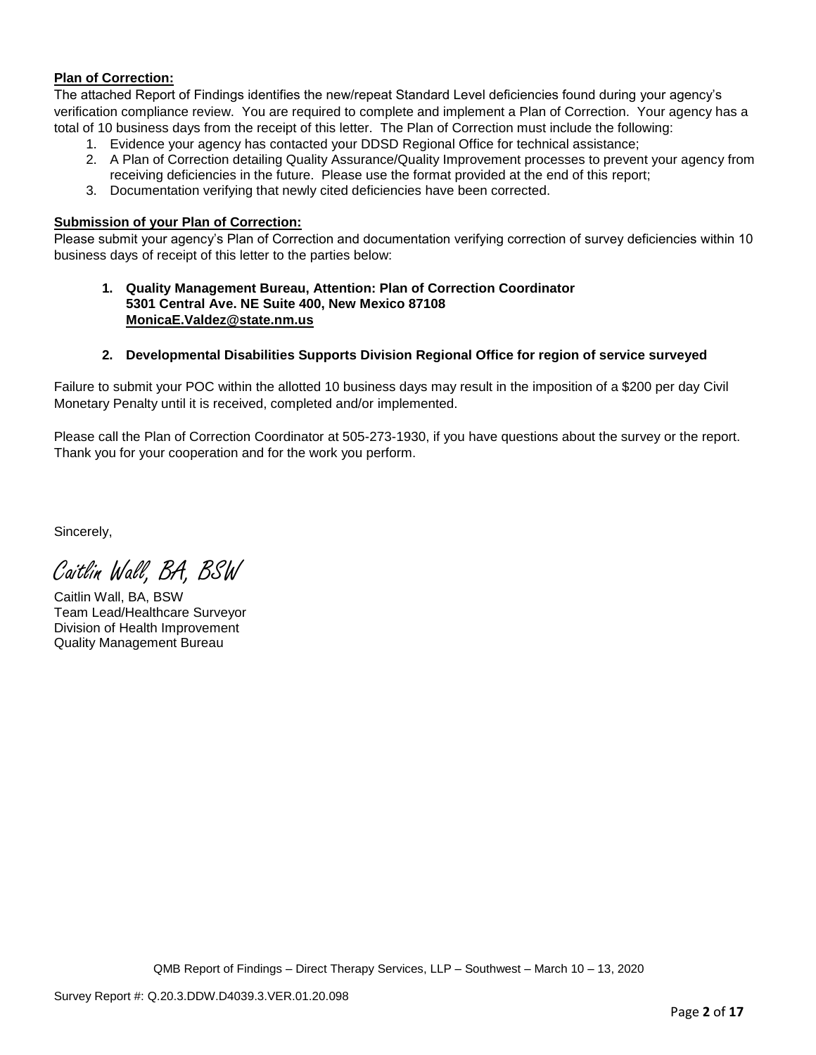**Plan of Correction:**

The attached Report of Findings identifies the new/repeat Standard Level deficiencies found during your agency's verification compliance review. You are required to complete and implement a Plan of Correction. Your agency has a total of 10 business days from the receipt of this letter. The Plan of Correction must include the following:

1. Evidence your agency has contacted your DDSD Regional Office for technical assistance;
2. A Plan of Correction detailing Quality Assurance/Quality Improvement processes to prevent your agency from receiving deficiencies in the future. Please use the format provided at the end of this report;
3. Documentation verifying that newly cited deficiencies have been corrected.

**Submission of your Plan of Correction:**

Please submit your agency's Plan of Correction and documentation verifying correction of survey deficiencies within 10 business days of receipt of this letter to the parties below:

1. **Quality Management Bureau, Attention: Plan of Correction Coordinator**
   **5301 Central Ave. NE Suite 400, New Mexico 87108**
   **MonicaE.Valdez@state.nm.us**

2. **Developmental Disabilities Supports Division Regional Office for region of service surveyed**

Failure to submit your POC within the allotted 10 business days may result in the imposition of a $200 per day Civil Monetary Penalty until it is received, completed and/or implemented.

Please call the Plan of Correction Coordinator at 505-273-1930, if you have questions about the survey or the report. Thank you for your cooperation and for the work you perform.

Sincerely,

*Caitlin Wall, BA, BSW*

Caitlin Wall, BA, BSW
Team Lead/Healthcare Surveyor
Division of Health Improvement
Quality Management Bureau

QMB Report of Findings – Direct Therapy Services, LLP – Southwest – March 10 – 13, 2020

Survey Report #: Q.20.3.DDW.D4039.3.VER.01.20.098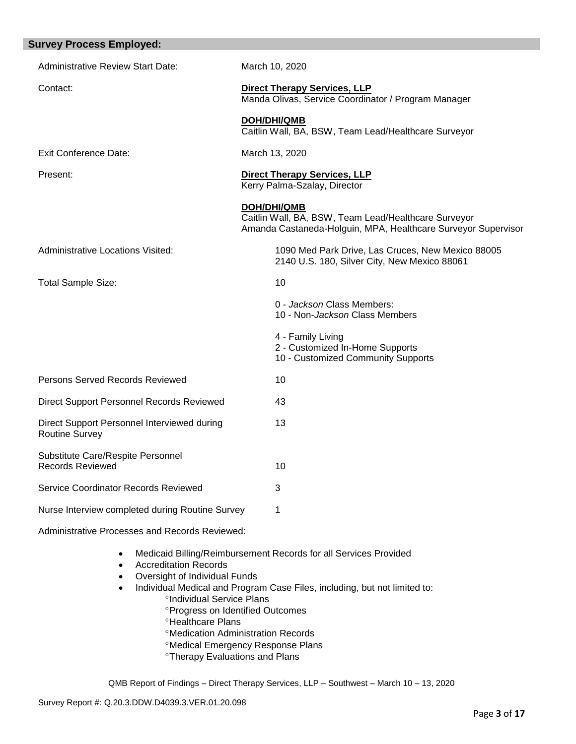## Survey Process Employed:

| | |
|---|---|
| Administrative Review Start Date: | March 10, 2020 |
| Contact: | **Direct Therapy Services, LLP**<br>Manda Olivas, Service Coordinator / Program Manager<br><br>**DOH/DHI/QMB**<br>Caitlin Wall, BA, BSW, Team Lead/Healthcare Surveyor |
| Exit Conference Date: | March 13, 2020 |
| Present: | **Direct Therapy Services, LLP**<br>Kerry Palma-Szalay, Director<br><br>**DOH/DHI/QMB**<br>Caitlin Wall, BA, BSW, Team Lead/Healthcare Surveyor<br>Amanda Castaneda-Holguin, MPA, Healthcare Surveyor Supervisor |
| Administrative Locations Visited: | 1090 Med Park Drive, Las Cruces, New Mexico 88005<br>2140 U.S. 180, Silver City, New Mexico 88061 |
| Total Sample Size: | 10<br><br>0 - *Jackson* Class Members:<br>10 - Non-*Jackson* Class Members<br><br>4 - Family Living<br>2 - Customized In-Home Supports<br>10 - Customized Community Supports |
| Persons Served Records Reviewed | 10 |
| Direct Support Personnel Records Reviewed | 43 |
| Direct Support Personnel Interviewed during Routine Survey | 13 |
| Substitute Care/Respite Personnel Records Reviewed | 10 |
| Service Coordinator Records Reviewed | 3 |
| Nurse Interview completed during Routine Survey | 1 |

Administrative Processes and Records Reviewed:

- Medicaid Billing/Reimbursement Records for all Services Provided
- Accreditation Records
- Oversight of Individual Funds
- Individual Medical and Program Case Files, including, but not limited to:
  - °Individual Service Plans
  - °Progress on Identified Outcomes
  - °Healthcare Plans
  - °Medication Administration Records
  - °Medical Emergency Response Plans
  - °Therapy Evaluations and Plans

QMB Report of Findings – Direct Therapy Services, LLP – Southwest – March 10 – 13, 2020

Survey Report #: Q.20.3.DDW.D4039.3.VER.01.20.098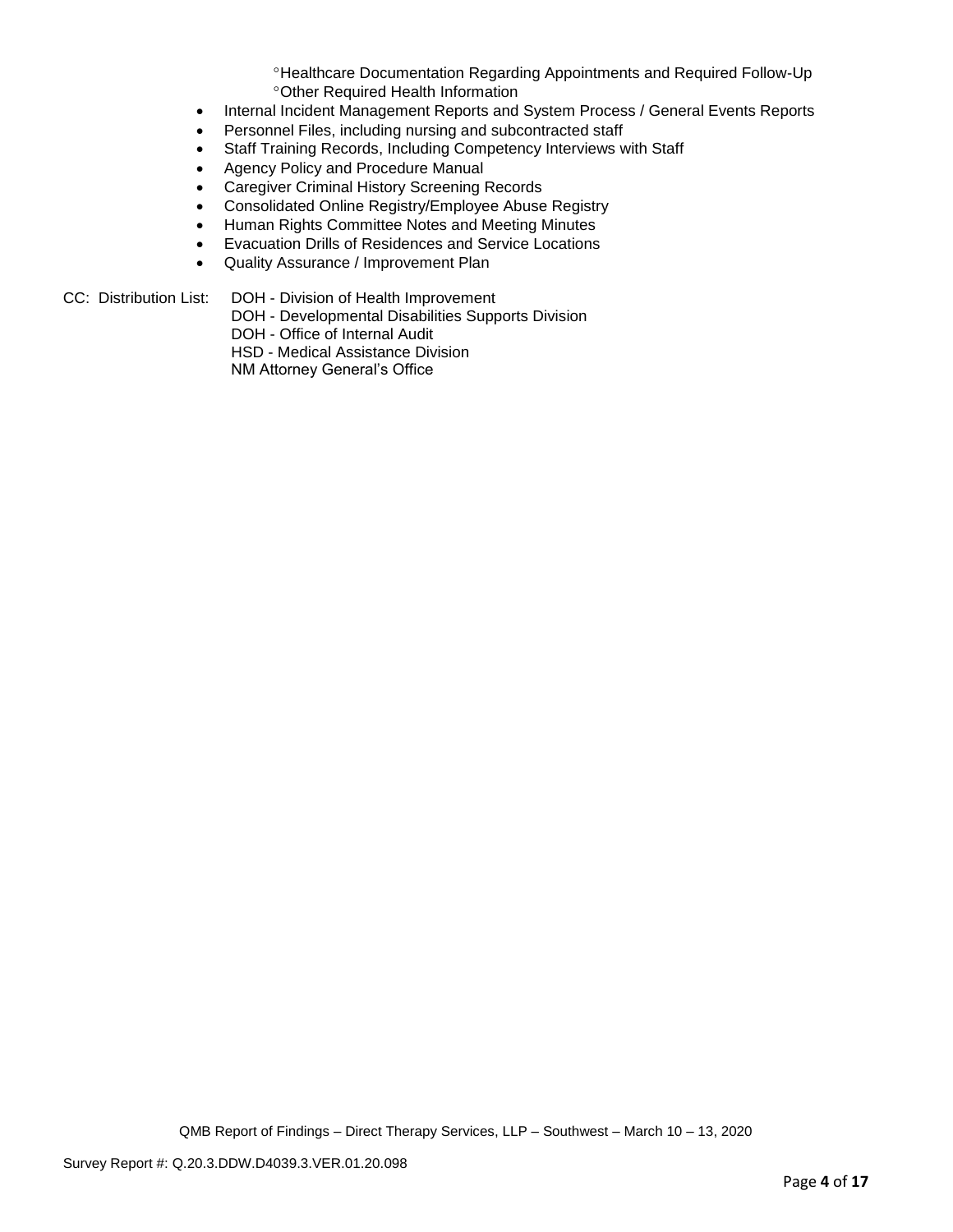- °Healthcare Documentation Regarding Appointments and Required Follow-Up
    - °Other Required Health Information
- Internal Incident Management Reports and System Process / General Events Reports
- Personnel Files, including nursing and subcontracted staff
- Staff Training Records, Including Competency Interviews with Staff
- Agency Policy and Procedure Manual
- Caregiver Criminal History Screening Records
- Consolidated Online Registry/Employee Abuse Registry
- Human Rights Committee Notes and Meeting Minutes
- Evacuation Drills of Residences and Service Locations
- Quality Assurance / Improvement Plan

CC: Distribution List: DOH - Division of Health Improvement
DOH - Developmental Disabilities Supports Division
DOH - Office of Internal Audit
HSD - Medical Assistance Division
NM Attorney General's Office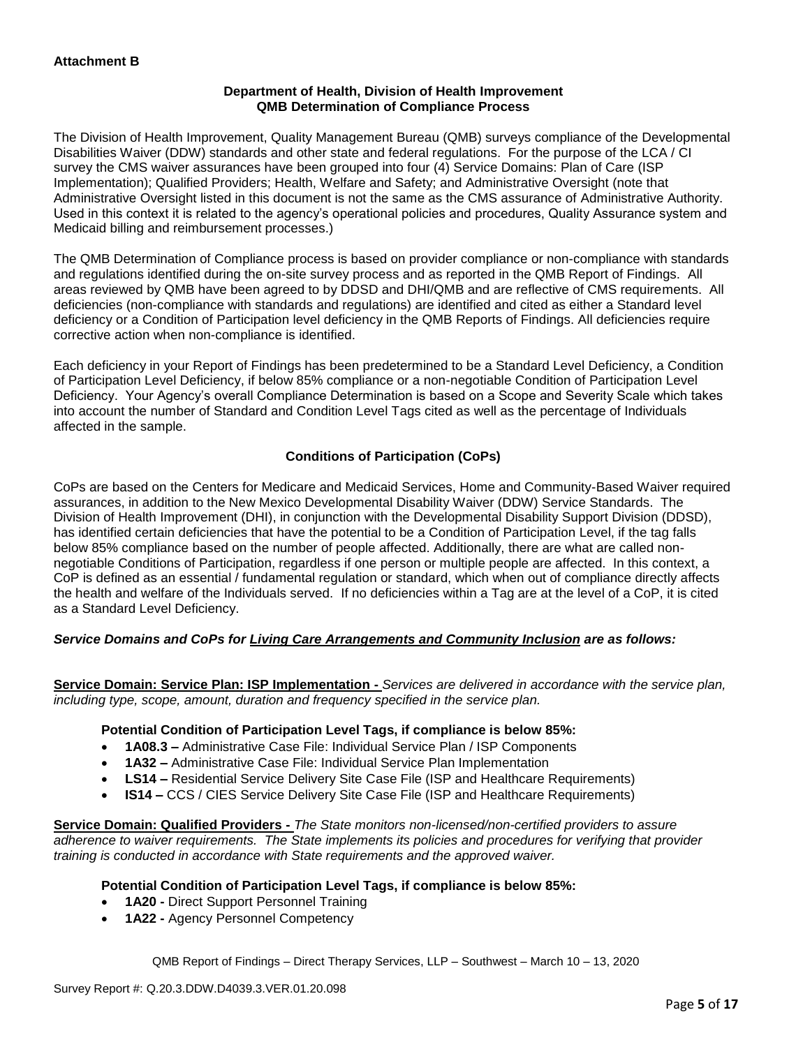**Attachment B**

**Department of Health, Division of Health Improvement**
**QMB Determination of Compliance Process**

The Division of Health Improvement, Quality Management Bureau (QMB) surveys compliance of the Developmental Disabilities Waiver (DDW) standards and other state and federal regulations. For the purpose of the LCA / CI survey the CMS waiver assurances have been grouped into four (4) Service Domains: Plan of Care (ISP Implementation); Qualified Providers; Health, Welfare and Safety; and Administrative Oversight (note that Administrative Oversight listed in this document is not the same as the CMS assurance of Administrative Authority. Used in this context it is related to the agency's operational policies and procedures, Quality Assurance system and Medicaid billing and reimbursement processes.)

The QMB Determination of Compliance process is based on provider compliance or non-compliance with standards and regulations identified during the on-site survey process and as reported in the QMB Report of Findings. All areas reviewed by QMB have been agreed to by DDSD and DHI/QMB and are reflective of CMS requirements. All deficiencies (non-compliance with standards and regulations) are identified and cited as either a Standard level deficiency or a Condition of Participation level deficiency in the QMB Reports of Findings. All deficiencies require corrective action when non-compliance is identified.

Each deficiency in your Report of Findings has been predetermined to be a Standard Level Deficiency, a Condition of Participation Level Deficiency, if below 85% compliance or a non-negotiable Condition of Participation Level Deficiency. Your Agency's overall Compliance Determination is based on a Scope and Severity Scale which takes into account the number of Standard and Condition Level Tags cited as well as the percentage of Individuals affected in the sample.

**Conditions of Participation (CoPs)**

CoPs are based on the Centers for Medicare and Medicaid Services, Home and Community-Based Waiver required assurances, in addition to the New Mexico Developmental Disability Waiver (DDW) Service Standards. The Division of Health Improvement (DHI), in conjunction with the Developmental Disability Support Division (DDSD), has identified certain deficiencies that have the potential to be a Condition of Participation Level, if the tag falls below 85% compliance based on the number of people affected. Additionally, there are what are called non-negotiable Conditions of Participation, regardless if one person or multiple people are affected. In this context, a CoP is defined as an essential / fundamental regulation or standard, which when out of compliance directly affects the health and welfare of the Individuals served. If no deficiencies within a Tag are at the level of a CoP, it is cited as a Standard Level Deficiency.

***Service Domains and CoPs for Living Care Arrangements and Community Inclusion are as follows:***

**Service Domain: Service Plan: ISP Implementation -** *Services are delivered in accordance with the service plan, including type, scope, amount, duration and frequency specified in the service plan.*

**Potential Condition of Participation Level Tags, if compliance is below 85%:**

- **1A08.3 –** Administrative Case File: Individual Service Plan / ISP Components
- **1A32 –** Administrative Case File: Individual Service Plan Implementation
- **LS14 –** Residential Service Delivery Site Case File (ISP and Healthcare Requirements)
- **IS14 –** CCS / CIES Service Delivery Site Case File (ISP and Healthcare Requirements)

**Service Domain: Qualified Providers -** *The State monitors non-licensed/non-certified providers to assure adherence to waiver requirements. The State implements its policies and procedures for verifying that provider training is conducted in accordance with State requirements and the approved waiver.*

**Potential Condition of Participation Level Tags, if compliance is below 85%:**

- **1A20 -** Direct Support Personnel Training
- **1A22 -** Agency Personnel Competency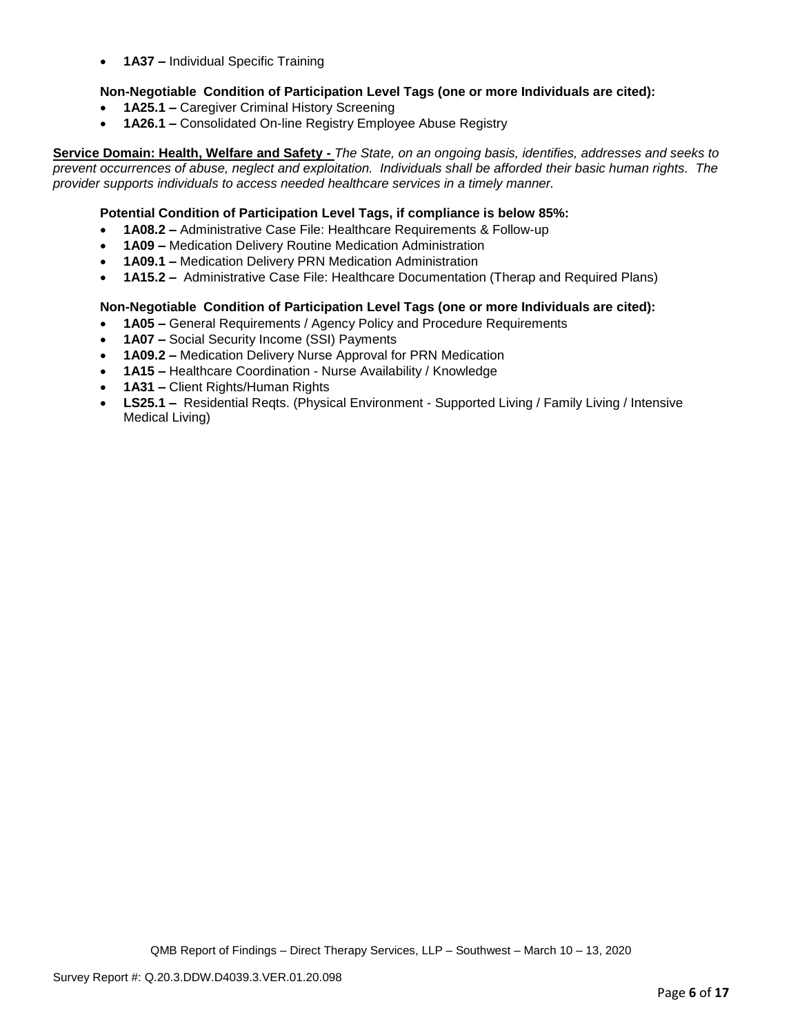- **1A37 –** Individual Specific Training

**Non-Negotiable Condition of Participation Level Tags (one or more Individuals are cited):**

- **1A25.1 –** Caregiver Criminal History Screening
- **1A26.1 –** Consolidated On-line Registry Employee Abuse Registry

**Service Domain: Health, Welfare and Safety -** *The State, on an ongoing basis, identifies, addresses and seeks to prevent occurrences of abuse, neglect and exploitation. Individuals shall be afforded their basic human rights. The provider supports individuals to access needed healthcare services in a timely manner.*

**Potential Condition of Participation Level Tags, if compliance is below 85%:**

- **1A08.2 –** Administrative Case File: Healthcare Requirements & Follow-up
- **1A09 –** Medication Delivery Routine Medication Administration
- **1A09.1 –** Medication Delivery PRN Medication Administration
- **1A15.2 –** Administrative Case File: Healthcare Documentation (Therap and Required Plans)

**Non-Negotiable Condition of Participation Level Tags (one or more Individuals are cited):**

- **1A05 –** General Requirements / Agency Policy and Procedure Requirements
- **1A07 –** Social Security Income (SSI) Payments
- **1A09.2 –** Medication Delivery Nurse Approval for PRN Medication
- **1A15 –** Healthcare Coordination - Nurse Availability / Knowledge
- **1A31 –** Client Rights/Human Rights
- **LS25.1 –** Residential Reqts. (Physical Environment - Supported Living / Family Living / Intensive Medical Living)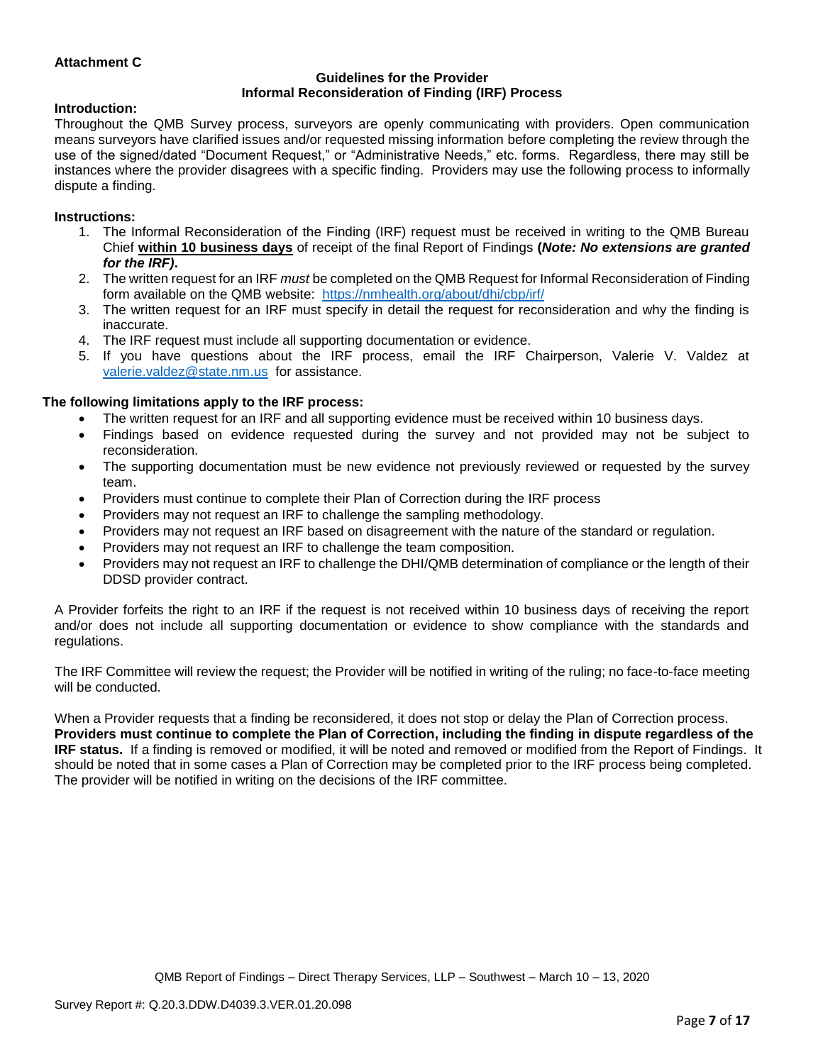**Attachment C**

**Guidelines for the Provider**
**Informal Reconsideration of Finding (IRF) Process**

**Introduction:**

Throughout the QMB Survey process, surveyors are openly communicating with providers. Open communication means surveyors have clarified issues and/or requested missing information before completing the review through the use of the signed/dated "Document Request," or "Administrative Needs," etc. forms. Regardless, there may still be instances where the provider disagrees with a specific finding. Providers may use the following process to informally dispute a finding.

**Instructions:**

1. The Informal Reconsideration of the Finding (IRF) request must be received in writing to the QMB Bureau Chief **within 10 business days** of receipt of the final Report of Findings **(*Note: No extensions are granted for the IRF)*.**
2. The written request for an IRF *must* be completed on the QMB Request for Informal Reconsideration of Finding form available on the QMB website: https://nmhealth.org/about/dhi/cbp/irf/
3. The written request for an IRF must specify in detail the request for reconsideration and why the finding is inaccurate.
4. The IRF request must include all supporting documentation or evidence.
5. If you have questions about the IRF process, email the IRF Chairperson, Valerie V. Valdez at valerie.valdez@state.nm.us for assistance.

**The following limitations apply to the IRF process:**

- The written request for an IRF and all supporting evidence must be received within 10 business days.
- Findings based on evidence requested during the survey and not provided may not be subject to reconsideration.
- The supporting documentation must be new evidence not previously reviewed or requested by the survey team.
- Providers must continue to complete their Plan of Correction during the IRF process
- Providers may not request an IRF to challenge the sampling methodology.
- Providers may not request an IRF based on disagreement with the nature of the standard or regulation.
- Providers may not request an IRF to challenge the team composition.
- Providers may not request an IRF to challenge the DHI/QMB determination of compliance or the length of their DDSD provider contract.

A Provider forfeits the right to an IRF if the request is not received within 10 business days of receiving the report and/or does not include all supporting documentation or evidence to show compliance with the standards and regulations.

The IRF Committee will review the request; the Provider will be notified in writing of the ruling; no face-to-face meeting will be conducted.

When a Provider requests that a finding be reconsidered, it does not stop or delay the Plan of Correction process. **Providers must continue to complete the Plan of Correction, including the finding in dispute regardless of the IRF status.** If a finding is removed or modified, it will be noted and removed or modified from the Report of Findings. It should be noted that in some cases a Plan of Correction may be completed prior to the IRF process being completed. The provider will be notified in writing on the decisions of the IRF committee.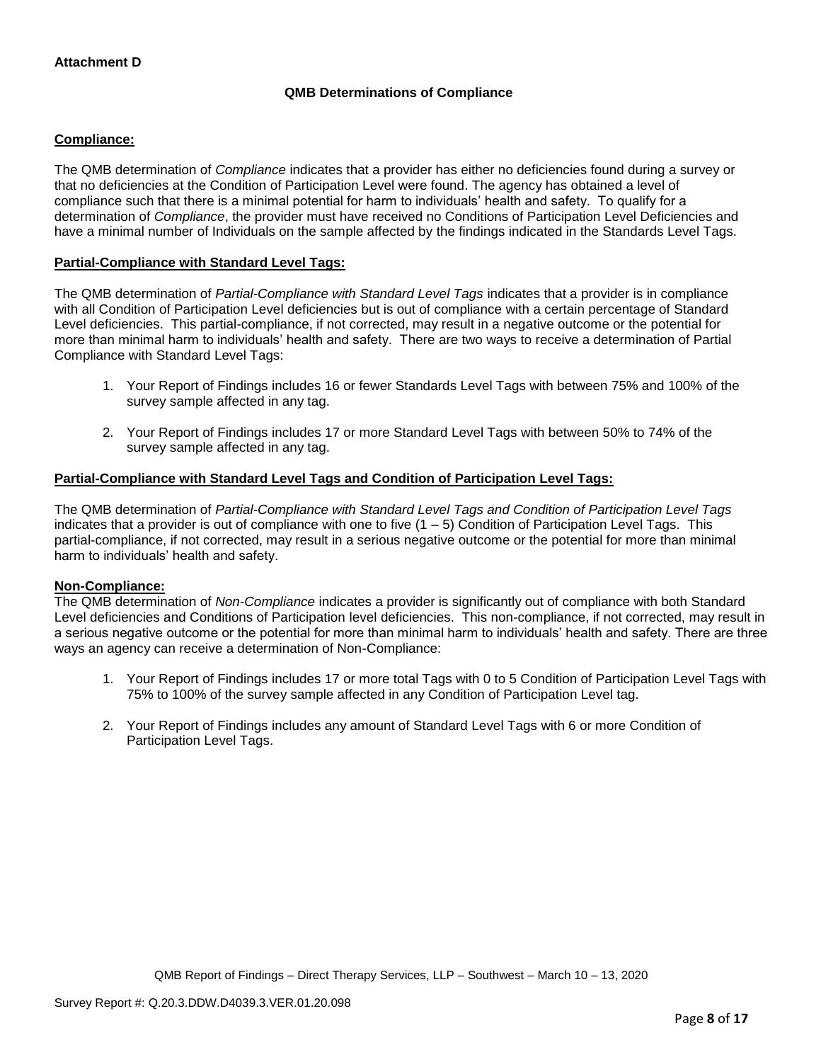**Attachment D**

### QMB Determinations of Compliance

**Compliance:**

The QMB determination of *Compliance* indicates that a provider has either no deficiencies found during a survey or that no deficiencies at the Condition of Participation Level were found. The agency has obtained a level of compliance such that there is a minimal potential for harm to individuals' health and safety. To qualify for a determination of *Compliance*, the provider must have received no Conditions of Participation Level Deficiencies and have a minimal number of Individuals on the sample affected by the findings indicated in the Standards Level Tags.

**Partial-Compliance with Standard Level Tags:**

The QMB determination of *Partial-Compliance with Standard Level Tags* indicates that a provider is in compliance with all Condition of Participation Level deficiencies but is out of compliance with a certain percentage of Standard Level deficiencies. This partial-compliance, if not corrected, may result in a negative outcome or the potential for more than minimal harm to individuals' health and safety. There are two ways to receive a determination of Partial Compliance with Standard Level Tags:

1. Your Report of Findings includes 16 or fewer Standards Level Tags with between 75% and 100% of the survey sample affected in any tag.
2. Your Report of Findings includes 17 or more Standard Level Tags with between 50% to 74% of the survey sample affected in any tag.

**Partial-Compliance with Standard Level Tags and Condition of Participation Level Tags:**

The QMB determination of *Partial-Compliance with Standard Level Tags and Condition of Participation Level Tags* indicates that a provider is out of compliance with one to five (1 – 5) Condition of Participation Level Tags. This partial-compliance, if not corrected, may result in a serious negative outcome or the potential for more than minimal harm to individuals' health and safety.

**Non-Compliance:**

The QMB determination of *Non-Compliance* indicates a provider is significantly out of compliance with both Standard Level deficiencies and Conditions of Participation level deficiencies. This non-compliance, if not corrected, may result in a serious negative outcome or the potential for more than minimal harm to individuals' health and safety. There are three ways an agency can receive a determination of Non-Compliance:

1. Your Report of Findings includes 17 or more total Tags with 0 to 5 Condition of Participation Level Tags with 75% to 100% of the survey sample affected in any Condition of Participation Level tag.
2. Your Report of Findings includes any amount of Standard Level Tags with 6 or more Condition of Participation Level Tags.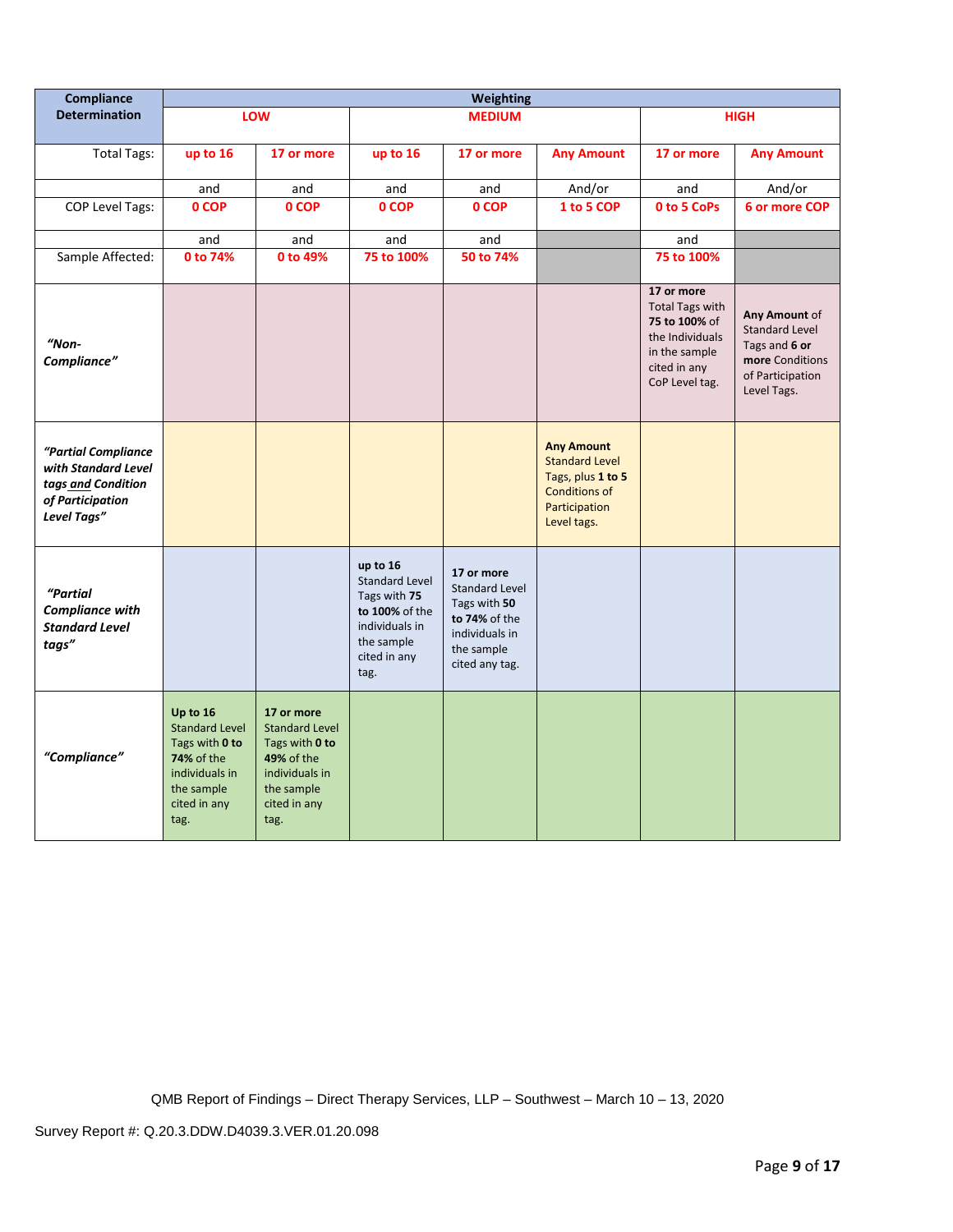| Compliance Determination | Weighting | | | | | | |
|---|---|---|---|---|---|---|---|
| | LOW | | MEDIUM | | | HIGH | |
| Total Tags: | up to 16 | 17 or more | up to 16 | 17 or more | Any Amount | 17 or more | Any Amount |
| | and | and | and | and | And/or | and | And/or |
| COP Level Tags: | 0 COP | 0 COP | 0 COP | 0 COP | 1 to 5 COP | 0 to 5 CoPs | 6 or more COP |
| | and | and | and | and | | and | |
| Sample Affected: | 0 to 74% | 0 to 49% | 75 to 100% | 50 to 74% | | 75 to 100% | |
| *"Non-Compliance"* | | | | | | **17 or more** Total Tags with **75 to 100%** of the Individuals in the sample cited in any CoP Level tag. | **Any Amount** of Standard Level Tags and **6 or more** Conditions of Participation Level Tags. |
| ***"Partial Compliance with Standard Level tags and Condition of Participation Level Tags"*** | | | | | **Any Amount** Standard Level Tags, plus **1 to 5** Conditions of Participation Level tags. | | |
| ***"Partial Compliance with Standard Level tags"*** | | | **up to 16** Standard Level Tags with **75 to 100%** of the individuals in the sample cited in any tag. | **17 or more** Standard Level Tags with **50 to 74%** of the individuals in the sample cited any tag. | | | |
| ***"Compliance"*** | **Up to 16** Standard Level Tags with **0 to 74%** of the individuals in the sample cited in any tag. | **17 or more** Standard Level Tags with **0 to 49%** of the individuals in the sample cited in any tag. | | | | | |

QMB Report of Findings – Direct Therapy Services, LLP – Southwest – March 10 – 13, 2020

Survey Report #: Q.20.3.DDW.D4039.3.VER.01.20.098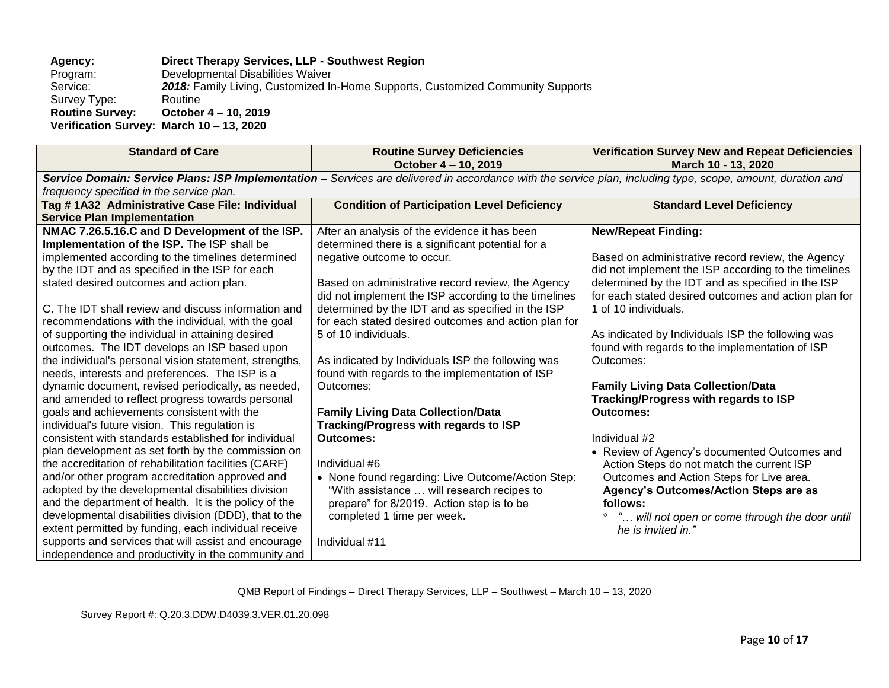**Agency:** **Direct Therapy Services, LLP - Southwest Region**
Program: Developmental Disabilities Waiver
Service: ***2018:*** Family Living, Customized In-Home Supports, Customized Community Supports
Survey Type: Routine
**Routine Survey: October 4 – 10, 2019**
**Verification Survey: March 10 – 13, 2020**

| Standard of Care | Routine Survey Deficiencies October 4 – 10, 2019 | Verification Survey New and Repeat Deficiencies March 10 - 13, 2020 |
|---|---|---|
| ***Service Domain: Service Plans: ISP Implementation –*** *Services are delivered in accordance with the service plan, including type, scope, amount, duration and frequency specified in the service plan.* | | |
| **Tag # 1A32 Administrative Case File: Individual Service Plan Implementation** | **Condition of Participation Level Deficiency** | **Standard Level Deficiency** |
| **NMAC 7.26.5.16.C and D Development of the ISP. Implementation of the ISP.** The ISP shall be implemented according to the timelines determined by the IDT and as specified in the ISP for each stated desired outcomes and action plan.<br><br>C. The IDT shall review and discuss information and recommendations with the individual, with the goal of supporting the individual in attaining desired outcomes. The IDT develops an ISP based upon the individual's personal vision statement, strengths, needs, interests and preferences. The ISP is a dynamic document, revised periodically, as needed, and amended to reflect progress towards personal goals and achievements consistent with the individual's future vision. This regulation is consistent with standards established for individual plan development as set forth by the commission on the accreditation of rehabilitation facilities (CARF) and/or other program accreditation approved and adopted by the developmental disabilities division and the department of health. It is the policy of the developmental disabilities division (DDD), that to the extent permitted by funding, each individual receive supports and services that will assist and encourage independence and productivity in the community and | After an analysis of the evidence it has been determined there is a significant potential for a negative outcome to occur.<br><br>Based on administrative record review, the Agency did not implement the ISP according to the timelines determined by the IDT and as specified in the ISP for each stated desired outcomes and action plan for 5 of 10 individuals.<br><br>As indicated by Individuals ISP the following was found with regards to the implementation of ISP Outcomes:<br><br>**Family Living Data Collection/Data Tracking/Progress with regards to ISP Outcomes:**<br><br>Individual #6<br>• None found regarding: Live Outcome/Action Step: "With assistance … will research recipes to prepare" for 8/2019. Action step is to be completed 1 time per week.<br><br>Individual #11 | **New/Repeat Finding:**<br><br>Based on administrative record review, the Agency did not implement the ISP according to the timelines determined by the IDT and as specified in the ISP for each stated desired outcomes and action plan for 1 of 10 individuals.<br><br>As indicated by Individuals ISP the following was found with regards to the implementation of ISP Outcomes:<br><br>**Family Living Data Collection/Data Tracking/Progress with regards to ISP Outcomes:**<br><br>Individual #2<br>• Review of Agency's documented Outcomes and Action Steps do not match the current ISP Outcomes and Action Steps for Live area. **Agency's Outcomes/Action Steps are as follows:**<br>  ◦ *"… will not open or come through the door until he is invited in."* |

QMB Report of Findings – Direct Therapy Services, LLP – Southwest – March 10 – 13, 2020

Survey Report #: Q.20.3.DDW.D4039.3.VER.01.20.098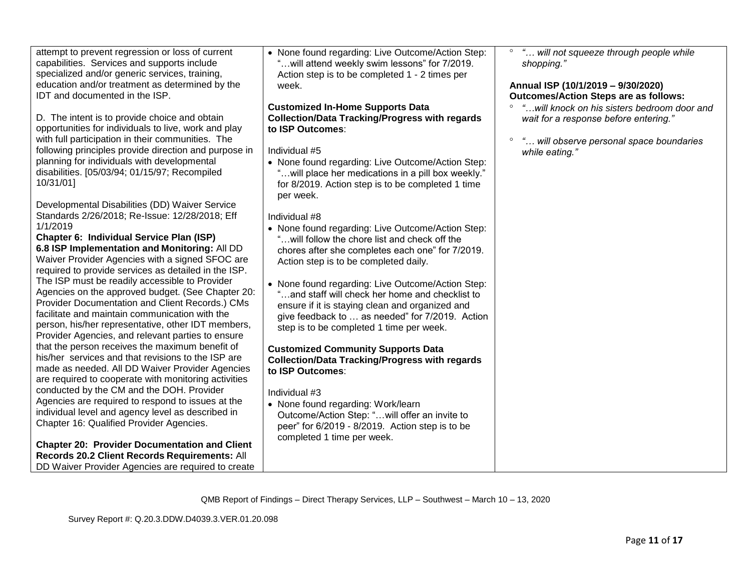| | | |
|---|---|---|
| attempt to prevent regression or loss of current capabilities. Services and supports include specialized and/or generic services, training, education and/or treatment as determined by the IDT and documented in the ISP.<br><br>D. The intent is to provide choice and obtain opportunities for individuals to live, work and play with full participation in their communities. The following principles provide direction and purpose in planning for individuals with developmental disabilities. [05/03/94; 01/15/97; Recompiled 10/31/01]<br><br>Developmental Disabilities (DD) Waiver Service Standards 2/26/2018; Re-Issue: 12/28/2018; Eff 1/1/2019<br>**Chapter 6: Individual Service Plan (ISP)**<br>**6.8 ISP Implementation and Monitoring:** All DD Waiver Provider Agencies with a signed SFOC are required to provide services as detailed in the ISP. The ISP must be readily accessible to Provider Agencies on the approved budget. (See Chapter 20: Provider Documentation and Client Records.) CMs facilitate and maintain communication with the person, his/her representative, other IDT members, Provider Agencies, and relevant parties to ensure that the person receives the maximum benefit of his/her services and that revisions to the ISP are made as needed. All DD Waiver Provider Agencies are required to cooperate with monitoring activities conducted by the CM and the DOH. Provider Agencies are required to respond to issues at the individual level and agency level as described in Chapter 16: Qualified Provider Agencies.<br><br>**Chapter 20: Provider Documentation and Client Records 20.2 Client Records Requirements:** All DD Waiver Provider Agencies are required to create | • None found regarding: Live Outcome/Action Step: "…will attend weekly swim lessons" for 7/2019. Action step is to be completed 1 - 2 times per week.<br><br>**Customized In-Home Supports Data Collection/Data Tracking/Progress with regards to ISP Outcomes**:<br><br>Individual #5<br>• None found regarding: Live Outcome/Action Step: "…will place her medications in a pill box weekly." for 8/2019. Action step is to be completed 1 time per week.<br><br>Individual #8<br>• None found regarding: Live Outcome/Action Step: "…will follow the chore list and check off the chores after she completes each one" for 7/2019. Action step is to be completed daily.<br><br>• None found regarding: Live Outcome/Action Step: "…and staff will check her home and checklist to ensure if it is staying clean and organized and give feedback to … as needed" for 7/2019. Action step is to be completed 1 time per week.<br><br>**Customized Community Supports Data Collection/Data Tracking/Progress with regards to ISP Outcomes**:<br><br>Individual #3<br>• None found regarding: Work/learn Outcome/Action Step: "…will offer an invite to peer" for 6/2019 - 8/2019. Action step is to be completed 1 time per week. | ° *"… will not squeeze through people while shopping."*<br><br>**Annual ISP (10/1/2019 – 9/30/2020) Outcomes/Action Steps are as follows:**<br>° *"…will knock on his sisters bedroom door and wait for a response before entering."*<br><br>° *"… will observe personal space boundaries while eating."* |

QMB Report of Findings – Direct Therapy Services, LLP – Southwest – March 10 – 13, 2020

Survey Report #: Q.20.3.DDW.D4039.3.VER.01.20.098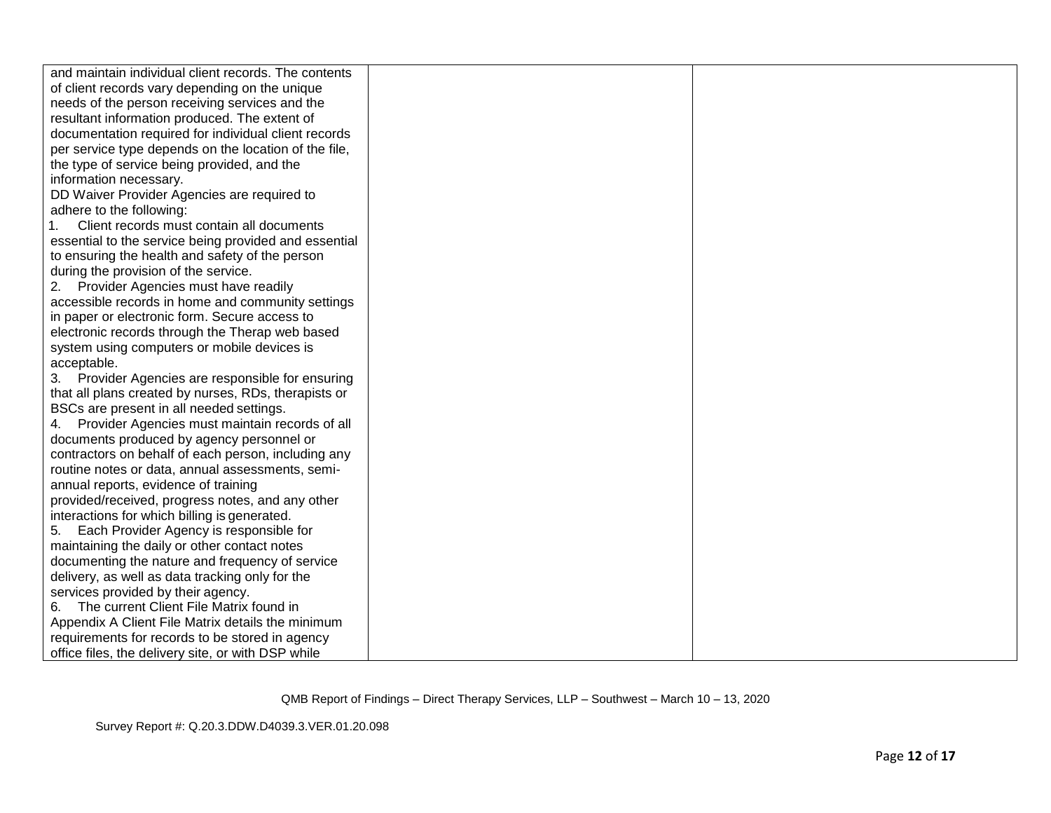| | | |
|---|---|---|
| and maintain individual client records. The contents of client records vary depending on the unique needs of the person receiving services and the resultant information produced. The extent of documentation required for individual client records per service type depends on the location of the file, the type of service being provided, and the information necessary.<br>DD Waiver Provider Agencies are required to adhere to the following:<br>1. Client records must contain all documents essential to the service being provided and essential to ensuring the health and safety of the person during the provision of the service.<br>2. Provider Agencies must have readily accessible records in home and community settings in paper or electronic form. Secure access to electronic records through the Therap web based system using computers or mobile devices is acceptable.<br>3. Provider Agencies are responsible for ensuring that all plans created by nurses, RDs, therapists or BSCs are present in all needed settings.<br>4. Provider Agencies must maintain records of all documents produced by agency personnel or contractors on behalf of each person, including any routine notes or data, annual assessments, semi-annual reports, evidence of training provided/received, progress notes, and any other interactions for which billing is generated.<br>5. Each Provider Agency is responsible for maintaining the daily or other contact notes documenting the nature and frequency of service delivery, as well as data tracking only for the services provided by their agency.<br>6. The current Client File Matrix found in Appendix A Client File Matrix details the minimum requirements for records to be stored in agency office files, the delivery site, or with DSP while | | |

QMB Report of Findings – Direct Therapy Services, LLP – Southwest – March 10 – 13, 2020

Survey Report #: Q.20.3.DDW.D4039.3.VER.01.20.098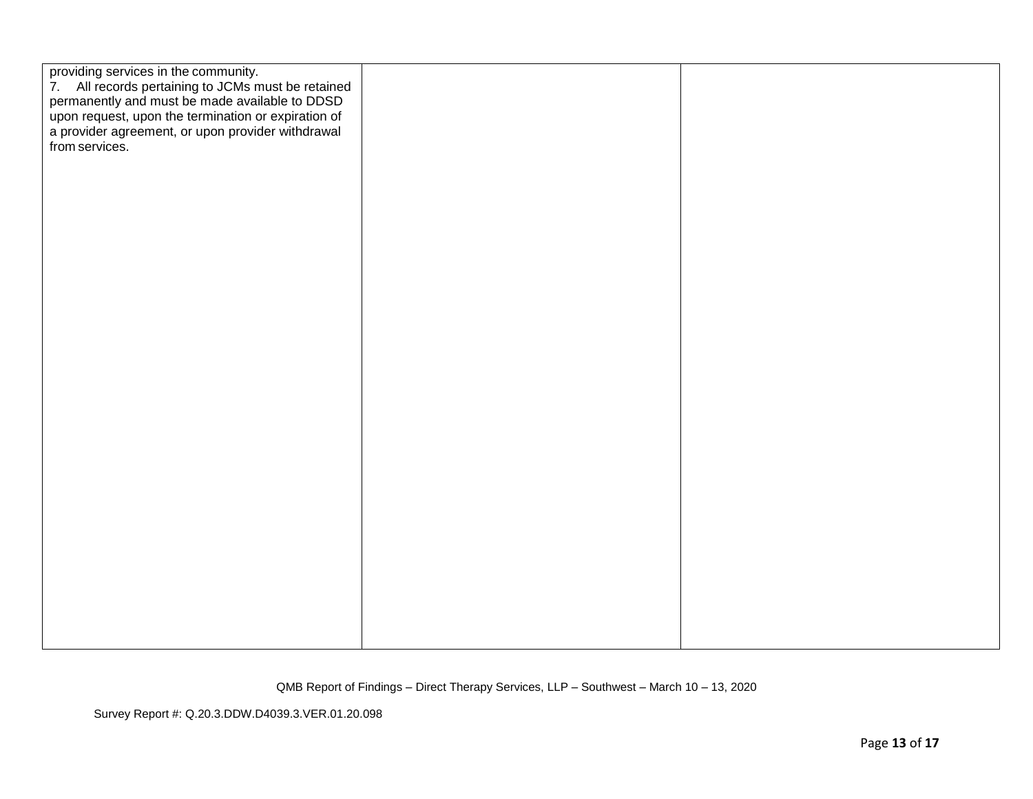| | | |
|---|---|---|
| providing services in the community.<br>7. All records pertaining to JCMs must be retained permanently and must be made available to DDSD upon request, upon the termination or expiration of a provider agreement, or upon provider withdrawal from services. | | |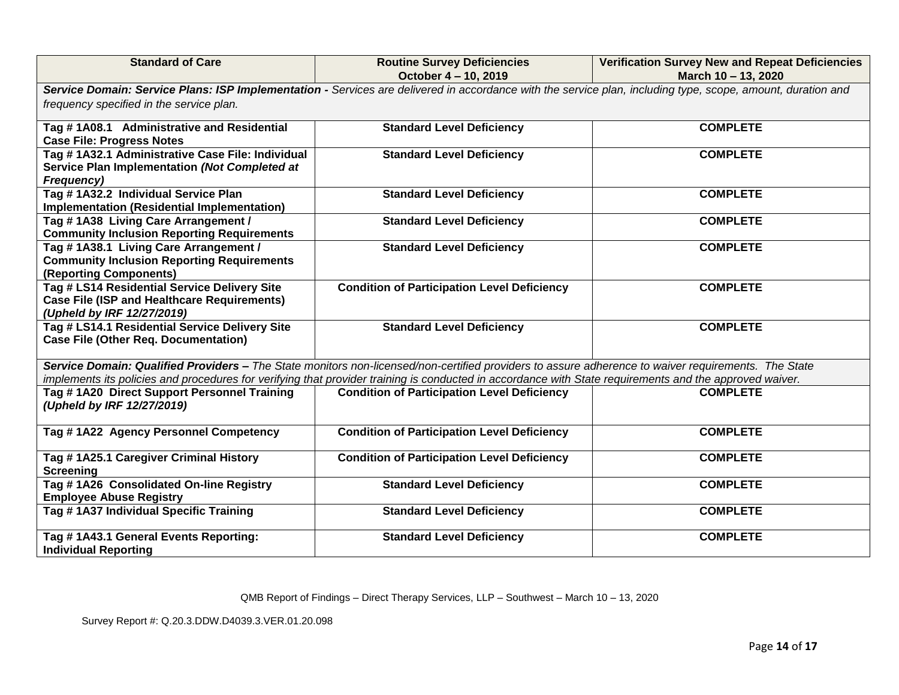| Standard of Care | Routine Survey Deficiencies October 4 – 10, 2019 | Verification Survey New and Repeat Deficiencies March 10 – 13, 2020 |
|---|---|---|
| ***Service Domain: Service Plans: ISP Implementation -*** *Services are delivered in accordance with the service plan, including type, scope, amount, duration and frequency specified in the service plan.* | | |
| **Tag # 1A08.1 Administrative and Residential Case File: Progress Notes** | **Standard Level Deficiency** | **COMPLETE** |
| **Tag # 1A32.1 Administrative Case File: Individual Service Plan Implementation *(Not Completed at Frequency)*** | **Standard Level Deficiency** | **COMPLETE** |
| **Tag # 1A32.2 Individual Service Plan Implementation (Residential Implementation)** | **Standard Level Deficiency** | **COMPLETE** |
| **Tag # 1A38 Living Care Arrangement / Community Inclusion Reporting Requirements** | **Standard Level Deficiency** | **COMPLETE** |
| **Tag # 1A38.1 Living Care Arrangement / Community Inclusion Reporting Requirements (Reporting Components)** | **Standard Level Deficiency** | **COMPLETE** |
| **Tag # LS14 Residential Service Delivery Site Case File (ISP and Healthcare Requirements) *(Upheld by IRF 12/27/2019)*** | **Condition of Participation Level Deficiency** | **COMPLETE** |
| **Tag # LS14.1 Residential Service Delivery Site Case File (Other Req. Documentation)** | **Standard Level Deficiency** | **COMPLETE** |
| ***Service Domain: Qualified Providers –*** *The State monitors non-licensed/non-certified providers to assure adherence to waiver requirements. The State implements its policies and procedures for verifying that provider training is conducted in accordance with State requirements and the approved waiver.* | | |
| **Tag # 1A20 Direct Support Personnel Training *(Upheld by IRF 12/27/2019)*** | **Condition of Participation Level Deficiency** | **COMPLETE** |
| **Tag # 1A22 Agency Personnel Competency** | **Condition of Participation Level Deficiency** | **COMPLETE** |
| **Tag # 1A25.1 Caregiver Criminal History Screening** | **Condition of Participation Level Deficiency** | **COMPLETE** |
| **Tag # 1A26 Consolidated On-line Registry Employee Abuse Registry** | **Standard Level Deficiency** | **COMPLETE** |
| **Tag # 1A37 Individual Specific Training** | **Standard Level Deficiency** | **COMPLETE** |
| **Tag # 1A43.1 General Events Reporting: Individual Reporting** | **Standard Level Deficiency** | **COMPLETE** |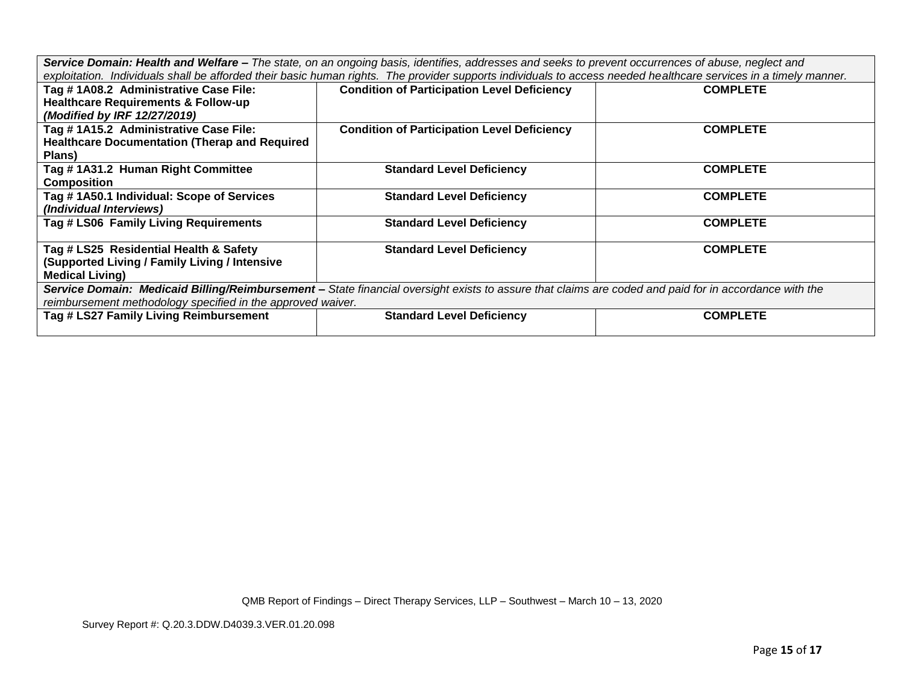| ***Service Domain: Health and Welfare –*** *The state, on an ongoing basis, identifies, addresses and seeks to prevent occurrences of abuse, neglect and exploitation. Individuals shall be afforded their basic human rights. The provider supports individuals to access needed healthcare services in a timely manner.* | | |
|---|---|---|
| **Tag # 1A08.2 Administrative Case File: Healthcare Requirements & Follow-up *(Modified by IRF 12/27/2019)*** | **Condition of Participation Level Deficiency** | **COMPLETE** |
| **Tag # 1A15.2 Administrative Case File: Healthcare Documentation (Therap and Required Plans)** | **Condition of Participation Level Deficiency** | **COMPLETE** |
| **Tag # 1A31.2 Human Right Committee Composition** | **Standard Level Deficiency** | **COMPLETE** |
| **Tag # 1A50.1 Individual: Scope of Services *(Individual Interviews)*** | **Standard Level Deficiency** | **COMPLETE** |
| **Tag # LS06 Family Living Requirements** | **Standard Level Deficiency** | **COMPLETE** |
| **Tag # LS25 Residential Health & Safety (Supported Living / Family Living / Intensive Medical Living)** | **Standard Level Deficiency** | **COMPLETE** |
| ***Service Domain: Medicaid Billing/Reimbursement –*** *State financial oversight exists to assure that claims are coded and paid for in accordance with the reimbursement methodology specified in the approved waiver.* | | |
| **Tag # LS27 Family Living Reimbursement** | **Standard Level Deficiency** | **COMPLETE** |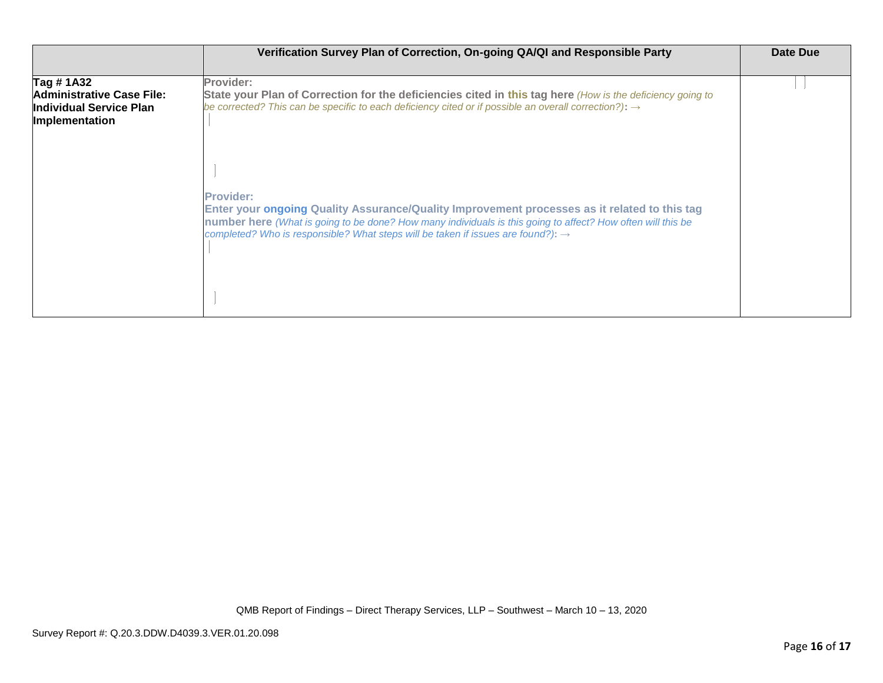| | Verification Survey Plan of Correction, On-going QA/QI and Responsible Party | Date Due |
|---|---|---|
| **Tag # 1A32 Administrative Case File: Individual Service Plan Implementation** | **Provider:** <br> **State your Plan of Correction for the deficiencies cited in this tag here** *(How is the deficiency going to be corrected? This can be specific to each deficiency cited or if possible an overall correction?)*: → <br><br> **Provider:** <br> **Enter your ongoing Quality Assurance/Quality Improvement processes as it related to this tag number here** *(What is going to be done? How many individuals is this going to affect? How often will this be completed? Who is responsible? What steps will be taken if issues are found?)*: → | |

QMB Report of Findings – Direct Therapy Services, LLP – Southwest – March 10 – 13, 2020

Survey Report #: Q.20.3.DDW.D4039.3.VER.01.20.098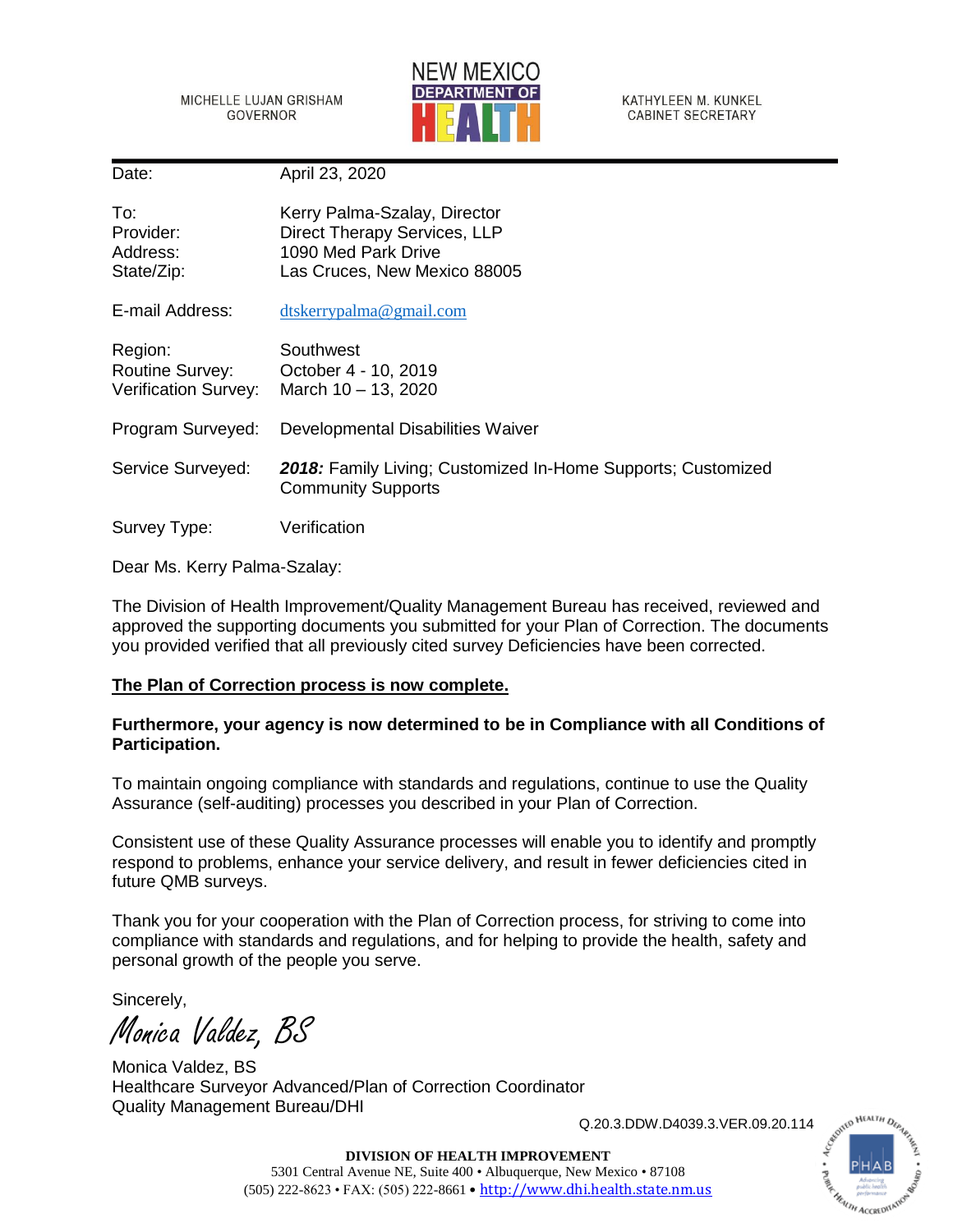MICHELLE LUJAN GRISHAM
GOVERNOR

NEW MEXICO DEPARTMENT OF HEALTH

KATHYLEEN M. KUNKEL
CABINET SECRETARY

| | |
|---|---|
| Date: | April 23, 2020 |
| To: | Kerry Palma-Szalay, Director |
| Provider: | Direct Therapy Services, LLP |
| Address: | 1090 Med Park Drive |
| State/Zip: | Las Cruces, New Mexico 88005 |
| E-mail Address: | dtskerrypalma@gmail.com |
| Region: | Southwest |
| Routine Survey: | October 4 - 10, 2019 |
| Verification Survey: | March 10 – 13, 2020 |
| Program Surveyed: | Developmental Disabilities Waiver |
| Service Surveyed: | ***2018:*** Family Living; Customized In-Home Supports; Customized Community Supports |
| Survey Type: | Verification |

Dear Ms. Kerry Palma-Szalay:

The Division of Health Improvement/Quality Management Bureau has received, reviewed and approved the supporting documents you submitted for your Plan of Correction. The documents you provided verified that all previously cited survey Deficiencies have been corrected.

**<u>The Plan of Correction process is now complete.</u>**

**Furthermore, your agency is now determined to be in Compliance with all Conditions of Participation.**

To maintain ongoing compliance with standards and regulations, continue to use the Quality Assurance (self-auditing) processes you described in your Plan of Correction.

Consistent use of these Quality Assurance processes will enable you to identify and promptly respond to problems, enhance your service delivery, and result in fewer deficiencies cited in future QMB surveys.

Thank you for your cooperation with the Plan of Correction process, for striving to come into compliance with standards and regulations, and for helping to provide the health, safety and personal growth of the people you serve.

Sincerely,

*Monica Valdez, BS*

Monica Valdez, BS
Healthcare Surveyor Advanced/Plan of Correction Coordinator
Quality Management Bureau/DHI

Q.20.3.DDW.D4039.3.VER.09.20.114

**DIVISION OF HEALTH IMPROVEMENT**
5301 Central Avenue NE, Suite 400 • Albuquerque, New Mexico • 87108
(505) 222-8623 • FAX: (505) 222-8661 • http://www.dhi.health.state.nm.us